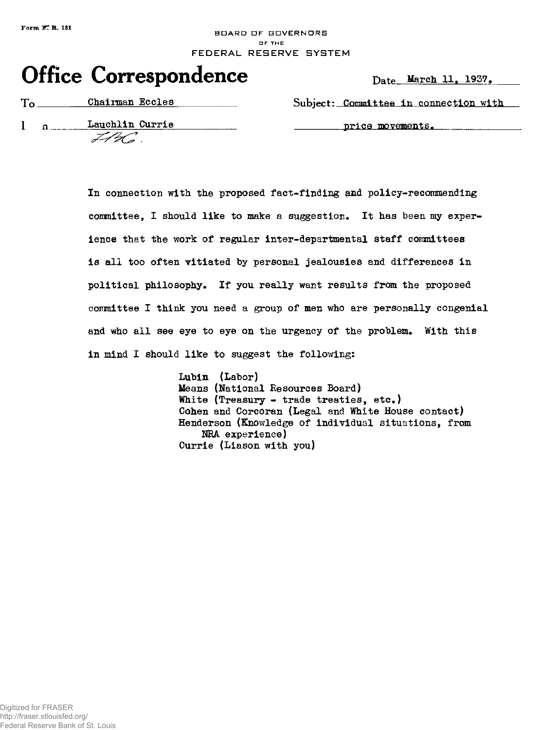Form F. R. 131

BOARD OF GOVERNORS
OF THE
FEDERAL RESERVE SYSTEM

# Office Correspondence

Date March 11, 1937.

To Chairman Eccles

Subject: Committee in connection with price movements.

From Lauchlin Currie

LBC.

In connection with the proposed fact-finding and policy-recommending committee, I should like to make a suggestion. It has been my experience that the work of regular inter-departmental staff committees is all too often vitiated by personal jealousies and differences in political philosophy. If you really want results from the proposed committee I think you need a group of men who are personally congenial and who all see eye to eye on the urgency of the problem. With this in mind I should like to suggest the following:

Lubin (Labor)
Means (National Resources Board)
White (Treasury - trade treaties, etc.)
Cohen and Corcoran (Legal and White House contact)
Henderson (Knowledge of individual situations, from NRA experience)
Currie (Liason with you)

Digitized for FRASER
http://fraser.stlouisfed.org/
Federal Reserve Bank of St. Louis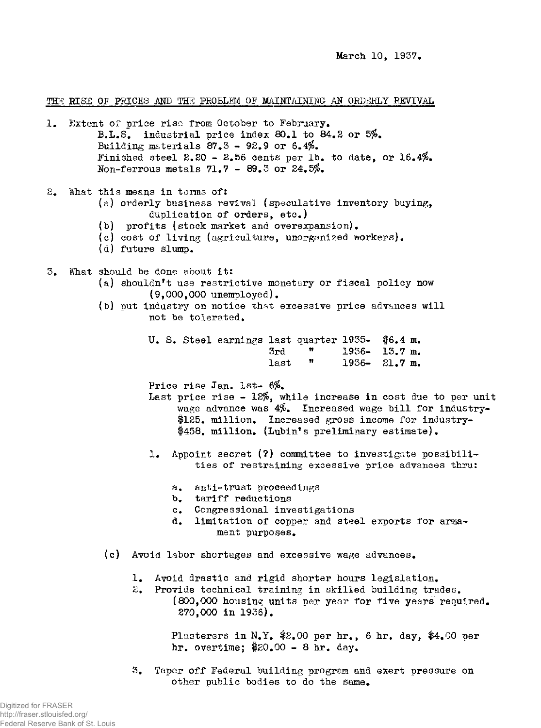March 10, 1937.

THE RISE OF PRICES AND THE PROBLEM OF MAINTAINING AN ORDERLY REVIVAL

1. Extent of price rise from October to February.
   - B.L.S. industrial price index 80.1 to 84.2 or 5%.
   - Building materials 87.3 - 92.9 or 6.4%.
   - Finished steel 2.20 - 2.56 cents per lb. to date, or 16.4%.
   - Non-ferrous metals 71.7 - 89.3 or 24.5%.

2. What this means in terms of:
   - (a) orderly business revival (speculative inventory buying, duplication of orders, etc.)
   - (b) profits (stock market and overexpansion).
   - (c) cost of living (agriculture, unorganized workers).
   - (d) future slump.

3. What should be done about it:
   - (a) shouldn't use restrictive monetary or fiscal policy now (9,000,000 unemployed).
   - (b) put industry on notice that excessive price advances will not be tolerated.

     | | | |
     |---|---|---|
     | U. S. Steel earnings last quarter | 1935- | $6.4 m. |
     | 3rd " | 1936- | 13.7 m. |
     | last " | 1936- | 21.7 m. |

     Price rise Jan. 1st- 6%.

     Last price rise - 12%, while increase in cost due to per unit wage advance was 4%. Increased wage bill for industry- $125. million. Increased gross income for industry- $458. million. (Lubin's preliminary estimate).

     1. Appoint secret (?) committee to investigate possibilities of restraining excessive price advances thru:
        - a. anti-trust proceedings
        - b. tariff reductions
        - c. Congressional investigations
        - d. limitation of copper and steel exports for armament purposes.

   - (c) Avoid labor shortages and excessive wage advances.
     1. Avoid drastic and rigid shorter hours legislation.
     2. Provide technical training in skilled building trades. (800,000 housing units per year for five years required. 270,000 in 1936).

        Plasterers in N.Y. $2.00 per hr., 6 hr. day, $4.00 per hr. overtime; $20.00 - 8 hr. day.

     3. Taper off Federal building program and exert pressure on other public bodies to do the same.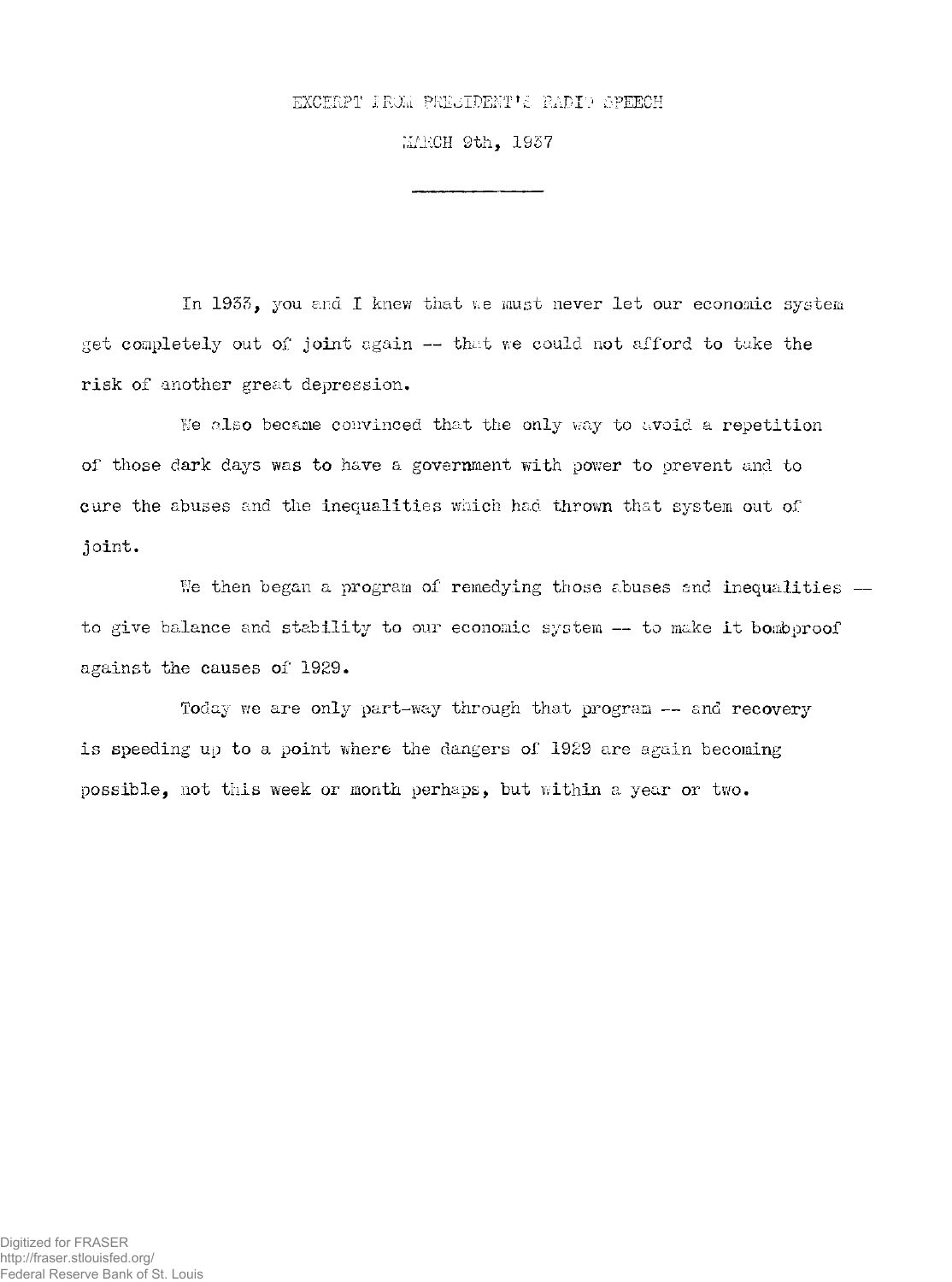EXCERPT FROM PRESIDENT'S RADIO SPEECH

MARCH 9th, 1937

---

In 1933, you and I knew that we must never let our economic system get completely out of joint again -- that we could not afford to take the risk of another great depression.

We also became convinced that the only way to avoid a repetition of those dark days was to have a government with power to prevent and to cure the abuses and the inequalities which had thrown that system out of joint.

We then began a program of remedying those abuses and inequalities -- to give balance and stability to our economic system -- to make it bombproof against the causes of 1929.

Today we are only part-way through that program -- and recovery is speeding up to a point where the dangers of 1929 are again becoming possible, not this week or month perhaps, but within a year or two.